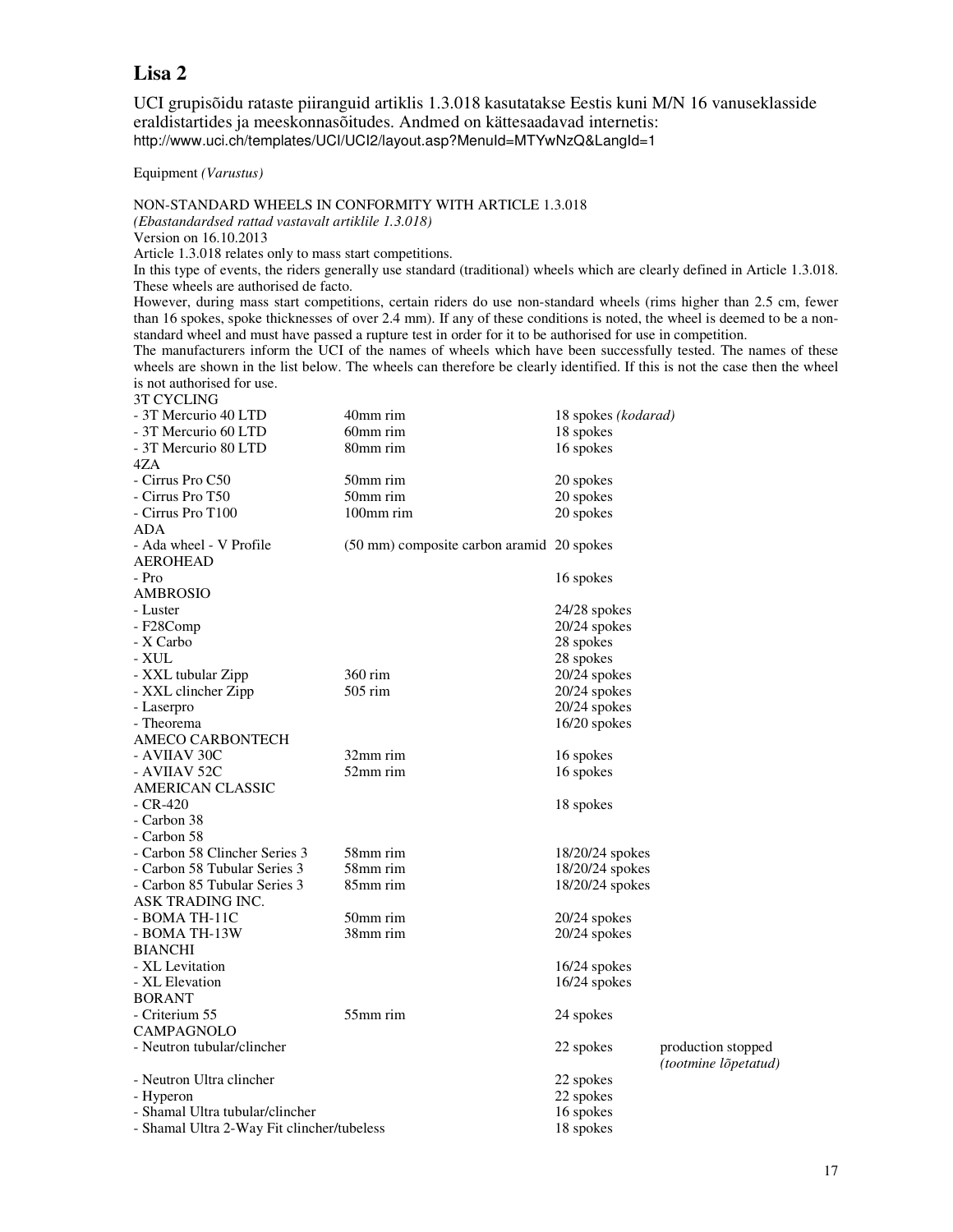# Lisa 2

UCI grupisõidu rataste piiranguid artiklis 1.3.018 kasutatakse Eestis kuni M/N 16 vanuseklasside eraldistartides ja meeskonnasõitudes. Andmed on kättesaadavad internetis:
http://www.uci.ch/templates/UCI/UCI2/layout.asp?MenuId=MTYwNzQ&LangId=1

Equipment *(Varustus)*

NON-STANDARD WHEELS IN CONFORMITY WITH ARTICLE 1.3.018
*(Ebastandardsed rattad vastavalt artiklile 1.3.018)*
Version on 16.10.2013
Article 1.3.018 relates only to mass start competitions.
In this type of events, the riders generally use standard (traditional) wheels which are clearly defined in Article 1.3.018. These wheels are authorised de facto.
However, during mass start competitions, certain riders do use non-standard wheels (rims higher than 2.5 cm, fewer than 16 spokes, spoke thicknesses of over 2.4 mm). If any of these conditions is noted, the wheel is deemed to be a non-standard wheel and must have passed a rupture test in order for it to be authorised for use in competition.
The manufacturers inform the UCI of the names of wheels which have been successfully tested. The names of these wheels are shown in the list below. The wheels can therefore be clearly identified. If this is not the case then the wheel is not authorised for use.

| | | | |
|---|---|---|---|
| 3T CYCLING | | | |
| - 3T Mercurio 40 LTD | 40mm rim | 18 spokes *(kodarad)* | |
| - 3T Mercurio 60 LTD | 60mm rim | 18 spokes | |
| - 3T Mercurio 80 LTD | 80mm rim | 16 spokes | |
| 4ZA | | | |
| - Cirrus Pro C50 | 50mm rim | 20 spokes | |
| - Cirrus Pro T50 | 50mm rim | 20 spokes | |
| - Cirrus Pro T100 | 100mm rim | 20 spokes | |
| ADA | | | |
| - Ada wheel - V Profile | (50 mm) composite carbon aramid | 20 spokes | |
| AEROHEAD | | | |
| - Pro | | 16 spokes | |
| AMBROSIO | | | |
| - Luster | | 24/28 spokes | |
| - F28Comp | | 20/24 spokes | |
| - X Carbo | | 28 spokes | |
| - XUL | | 28 spokes | |
| - XXL tubular Zipp | 360 rim | 20/24 spokes | |
| - XXL clincher Zipp | 505 rim | 20/24 spokes | |
| - Laserpro | | 20/24 spokes | |
| - Theorema | | 16/20 spokes | |
| AMECO CARBONTECH | | | |
| - AVIIAV 30C | 32mm rim | 16 spokes | |
| - AVIIAV 52C | 52mm rim | 16 spokes | |
| AMERICAN CLASSIC | | | |
| - CR-420 | | 18 spokes | |
| - Carbon 38 | | | |
| - Carbon 58 | | | |
| - Carbon 58 Clincher Series 3 | 58mm rim | 18/20/24 spokes | |
| - Carbon 58 Tubular Series 3 | 58mm rim | 18/20/24 spokes | |
| - Carbon 85 Tubular Series 3 | 85mm rim | 18/20/24 spokes | |
| ASK TRADING INC. | | | |
| - BOMA TH-11C | 50mm rim | 20/24 spokes | |
| - BOMA TH-13W | 38mm rim | 20/24 spokes | |
| BIANCHI | | | |
| - XL Levitation | | 16/24 spokes | |
| - XL Elevation | | 16/24 spokes | |
| BORANT | | | |
| - Criterium 55 | 55mm rim | 24 spokes | |
| CAMPAGNOLO | | | |
| - Neutron tubular/clincher | | 22 spokes | production stopped *(tootmine lõpetatud)* |
| - Neutron Ultra clincher | | 22 spokes | |
| - Hyperon | | 22 spokes | |
| - Shamal Ultra tubular/clincher | | 16 spokes | |
| - Shamal Ultra 2-Way Fit clincher/tubeless | | 18 spokes | |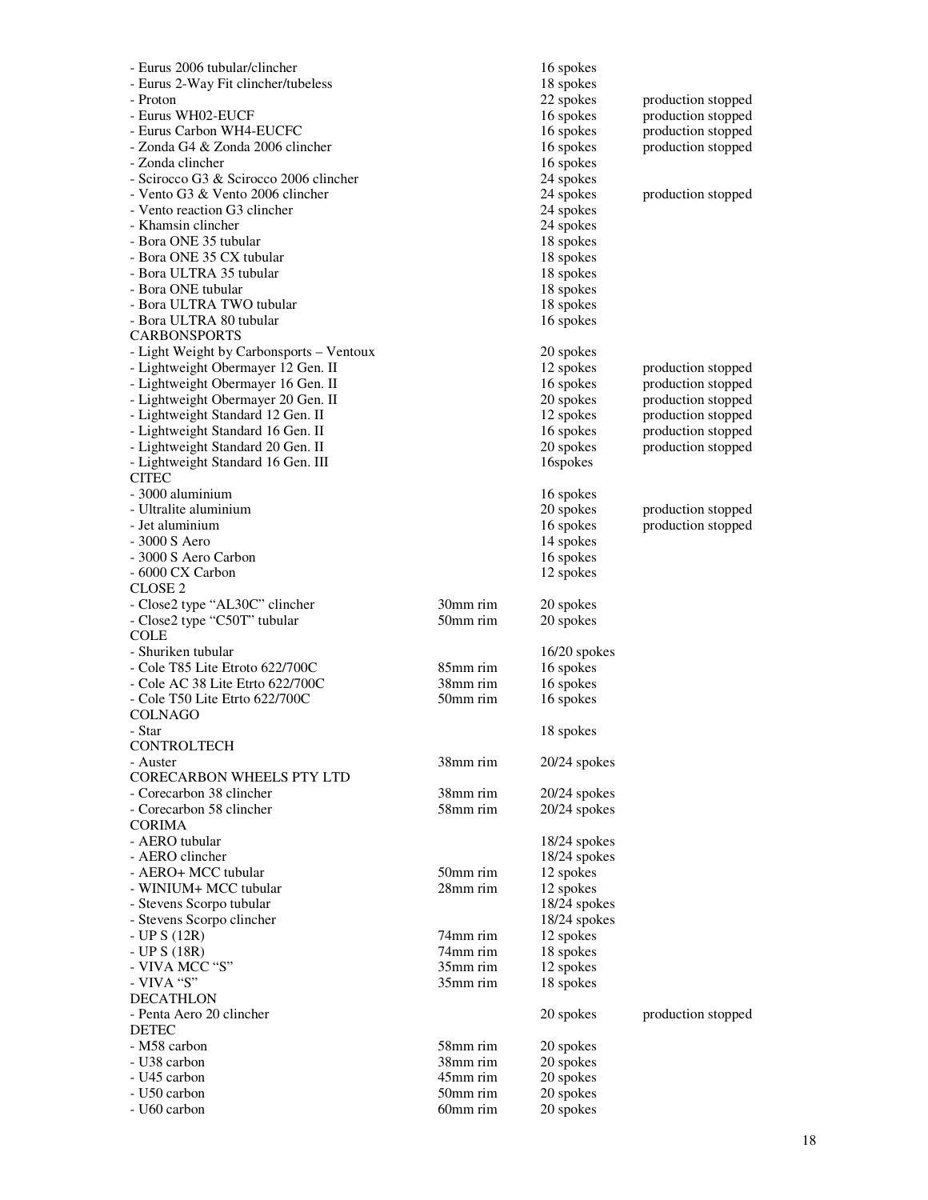| | | | |
|---|---|---|---|
| - Eurus 2006 tubular/clincher | | 16 spokes | |
| - Eurus 2-Way Fit clincher/tubeless | | 18 spokes | |
| - Proton | | 22 spokes | production stopped |
| - Eurus WH02-EUCF | | 16 spokes | production stopped |
| - Eurus Carbon WH4-EUCFC | | 16 spokes | production stopped |
| - Zonda G4 & Zonda 2006 clincher | | 16 spokes | production stopped |
| - Zonda clincher | | 16 spokes | |
| - Scirocco G3 & Scirocco 2006 clincher | | 24 spokes | |
| - Vento G3 & Vento 2006 clincher | | 24 spokes | production stopped |
| - Vento reaction G3 clincher | | 24 spokes | |
| - Khamsin clincher | | 24 spokes | |
| - Bora ONE 35 tubular | | 18 spokes | |
| - Bora ONE 35 CX tubular | | 18 spokes | |
| - Bora ULTRA 35 tubular | | 18 spokes | |
| - Bora ONE tubular | | 18 spokes | |
| - Bora ULTRA TWO tubular | | 18 spokes | |
| - Bora ULTRA 80 tubular | | 16 spokes | |
| CARBONSPORTS | | | |
| - Light Weight by Carbonsports – Ventoux | | 20 spokes | |
| - Lightweight Obermayer 12 Gen. II | | 12 spokes | production stopped |
| - Lightweight Obermayer 16 Gen. II | | 16 spokes | production stopped |
| - Lightweight Obermayer 20 Gen. II | | 20 spokes | production stopped |
| - Lightweight Standard 12 Gen. II | | 12 spokes | production stopped |
| - Lightweight Standard 16 Gen. II | | 16 spokes | production stopped |
| - Lightweight Standard 20 Gen. II | | 20 spokes | production stopped |
| - Lightweight Standard 16 Gen. III | | 16spokes | |
| CITEC | | | |
| - 3000 aluminium | | 16 spokes | |
| - Ultralite aluminium | | 20 spokes | production stopped |
| - Jet aluminium | | 16 spokes | production stopped |
| - 3000 S Aero | | 14 spokes | |
| - 3000 S Aero Carbon | | 16 spokes | |
| - 6000 CX Carbon | | 12 spokes | |
| CLOSE 2 | | | |
| - Close2 type “AL30C” clincher | 30mm rim | 20 spokes | |
| - Close2 type “C50T” tubular | 50mm rim | 20 spokes | |
| COLE | | | |
| - Shuriken tubular | | 16/20 spokes | |
| - Cole T85 Lite Etroto 622/700C | 85mm rim | 16 spokes | |
| - Cole AC 38 Lite Etrto 622/700C | 38mm rim | 16 spokes | |
| - Cole T50 Lite Etrto 622/700C | 50mm rim | 16 spokes | |
| COLNAGO | | | |
| - Star | | 18 spokes | |
| CONTROLTECH | | | |
| - Auster | 38mm rim | 20/24 spokes | |
| CORECARBON WHEELS PTY LTD | | | |
| - Corecarbon 38 clincher | 38mm rim | 20/24 spokes | |
| - Corecarbon 58 clincher | 58mm rim | 20/24 spokes | |
| CORIMA | | | |
| - AERO tubular | | 18/24 spokes | |
| - AERO clincher | | 18/24 spokes | |
| - AERO+ MCC tubular | 50mm rim | 12 spokes | |
| - WINIUM+ MCC tubular | 28mm rim | 12 spokes | |
| - Stevens Scorpo tubular | | 18/24 spokes | |
| - Stevens Scorpo clincher | | 18/24 spokes | |
| - UP S (12R) | 74mm rim | 12 spokes | |
| - UP S (18R) | 74mm rim | 18 spokes | |
| - VIVA MCC “S” | 35mm rim | 12 spokes | |
| - VIVA “S” | 35mm rim | 18 spokes | |
| DECATHLON | | | |
| - Penta Aero 20 clincher | | 20 spokes | production stopped |
| DETEC | | | |
| - M58 carbon | 58mm rim | 20 spokes | |
| - U38 carbon | 38mm rim | 20 spokes | |
| - U45 carbon | 45mm rim | 20 spokes | |
| - U50 carbon | 50mm rim | 20 spokes | |
| - U60 carbon | 60mm rim | 20 spokes | |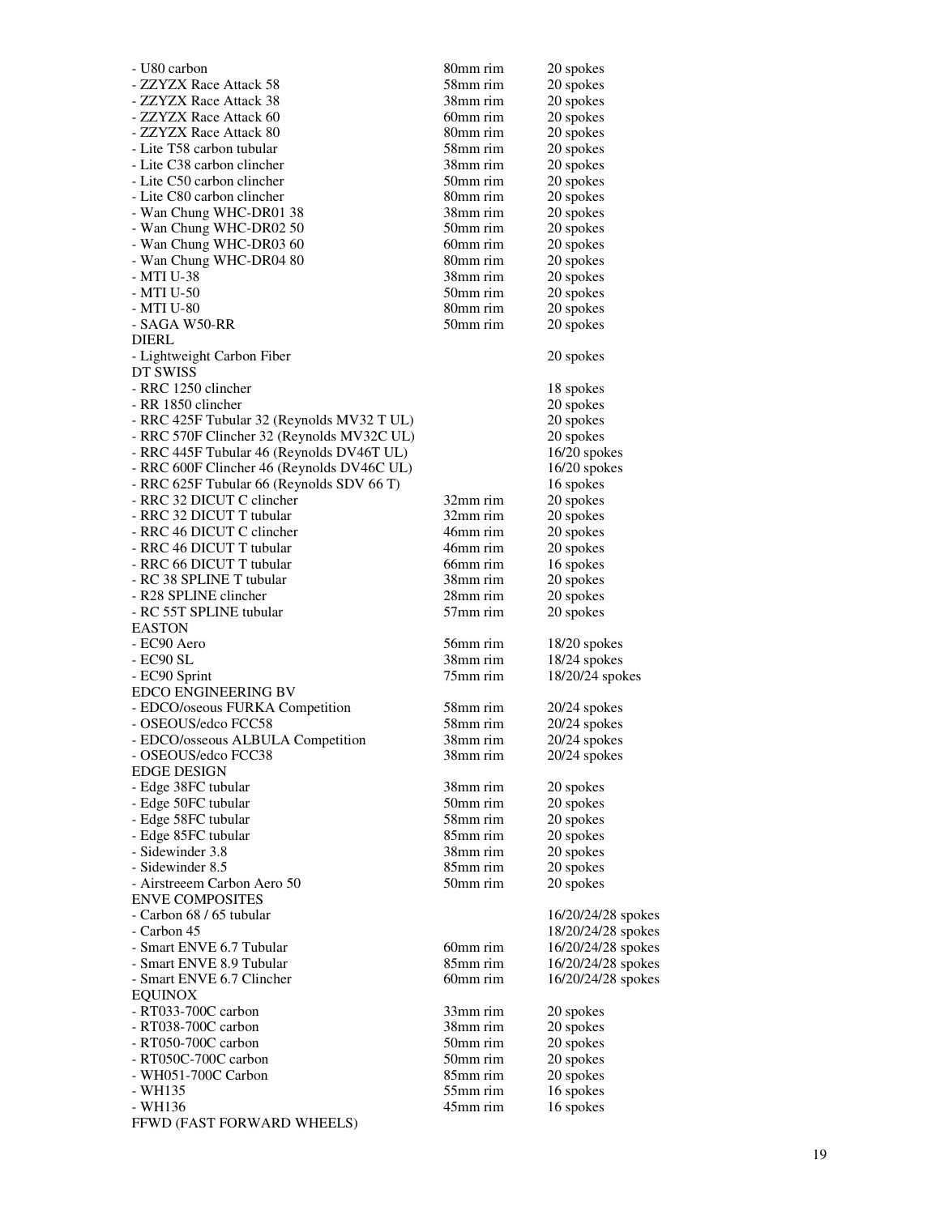| | | |
|---|---|---|
| - U80 carbon | 80mm rim | 20 spokes |
| - ZZYZX Race Attack 58 | 58mm rim | 20 spokes |
| - ZZYZX Race Attack 38 | 38mm rim | 20 spokes |
| - ZZYZX Race Attack 60 | 60mm rim | 20 spokes |
| - ZZYZX Race Attack 80 | 80mm rim | 20 spokes |
| - Lite T58 carbon tubular | 58mm rim | 20 spokes |
| - Lite C38 carbon clincher | 38mm rim | 20 spokes |
| - Lite C50 carbon clincher | 50mm rim | 20 spokes |
| - Lite C80 carbon clincher | 80mm rim | 20 spokes |
| - Wan Chung WHC-DR01 38 | 38mm rim | 20 spokes |
| - Wan Chung WHC-DR02 50 | 50mm rim | 20 spokes |
| - Wan Chung WHC-DR03 60 | 60mm rim | 20 spokes |
| - Wan Chung WHC-DR04 80 | 80mm rim | 20 spokes |
| - MTI U-38 | 38mm rim | 20 spokes |
| - MTI U-50 | 50mm rim | 20 spokes |
| - MTI U-80 | 80mm rim | 20 spokes |
| - SAGA W50-RR | 50mm rim | 20 spokes |
| DIERL | | |
| - Lightweight Carbon Fiber | | 20 spokes |
| DT SWISS | | |
| - RRC 1250 clincher | | 18 spokes |
| - RR 1850 clincher | | 20 spokes |
| - RRC 425F Tubular 32 (Reynolds MV32 T UL) | | 20 spokes |
| - RRC 570F Clincher 32 (Reynolds MV32C UL) | | 20 spokes |
| - RRC 445F Tubular 46 (Reynolds DV46T UL) | | 16/20 spokes |
| - RRC 600F Clincher 46 (Reynolds DV46C UL) | | 16/20 spokes |
| - RRC 625F Tubular 66 (Reynolds SDV 66 T) | | 16 spokes |
| - RRC 32 DICUT C clincher | 32mm rim | 20 spokes |
| - RRC 32 DICUT T tubular | 32mm rim | 20 spokes |
| - RRC 46 DICUT C clincher | 46mm rim | 20 spokes |
| - RRC 46 DICUT T tubular | 46mm rim | 20 spokes |
| - RRC 66 DICUT T tubular | 66mm rim | 16 spokes |
| - RC 38 SPLINE T tubular | 38mm rim | 20 spokes |
| - R28 SPLINE clincher | 28mm rim | 20 spokes |
| - RC 55T SPLINE tubular | 57mm rim | 20 spokes |
| EASTON | | |
| - EC90 Aero | 56mm rim | 18/20 spokes |
| - EC90 SL | 38mm rim | 18/24 spokes |
| - EC90 Sprint | 75mm rim | 18/20/24 spokes |
| EDCO ENGINEERING BV | | |
| - EDCO/oseous FURKA Competition | 58mm rim | 20/24 spokes |
| - OSEOUS/edco FCC58 | 58mm rim | 20/24 spokes |
| - EDCO/osseous ALBULA Competition | 38mm rim | 20/24 spokes |
| - OSEOUS/edco FCC38 | 38mm rim | 20/24 spokes |
| EDGE DESIGN | | |
| - Edge 38FC tubular | 38mm rim | 20 spokes |
| - Edge 50FC tubular | 50mm rim | 20 spokes |
| - Edge 58FC tubular | 58mm rim | 20 spokes |
| - Edge 85FC tubular | 85mm rim | 20 spokes |
| - Sidewinder 3.8 | 38mm rim | 20 spokes |
| - Sidewinder 8.5 | 85mm rim | 20 spokes |
| - Airstreeem Carbon Aero 50 | 50mm rim | 20 spokes |
| ENVE COMPOSITES | | |
| - Carbon 68 / 65 tubular | | 16/20/24/28 spokes |
| - Carbon 45 | | 18/20/24/28 spokes |
| - Smart ENVE 6.7 Tubular | 60mm rim | 16/20/24/28 spokes |
| - Smart ENVE 8.9 Tubular | 85mm rim | 16/20/24/28 spokes |
| - Smart ENVE 6.7 Clincher | 60mm rim | 16/20/24/28 spokes |
| EQUINOX | | |
| - RT033-700C carbon | 33mm rim | 20 spokes |
| - RT038-700C carbon | 38mm rim | 20 spokes |
| - RT050-700C carbon | 50mm rim | 20 spokes |
| - RT050C-700C carbon | 50mm rim | 20 spokes |
| - WH051-700C Carbon | 85mm rim | 20 spokes |
| - WH135 | 55mm rim | 16 spokes |
| - WH136 | 45mm rim | 16 spokes |
| FFWD (FAST FORWARD WHEELS) | | |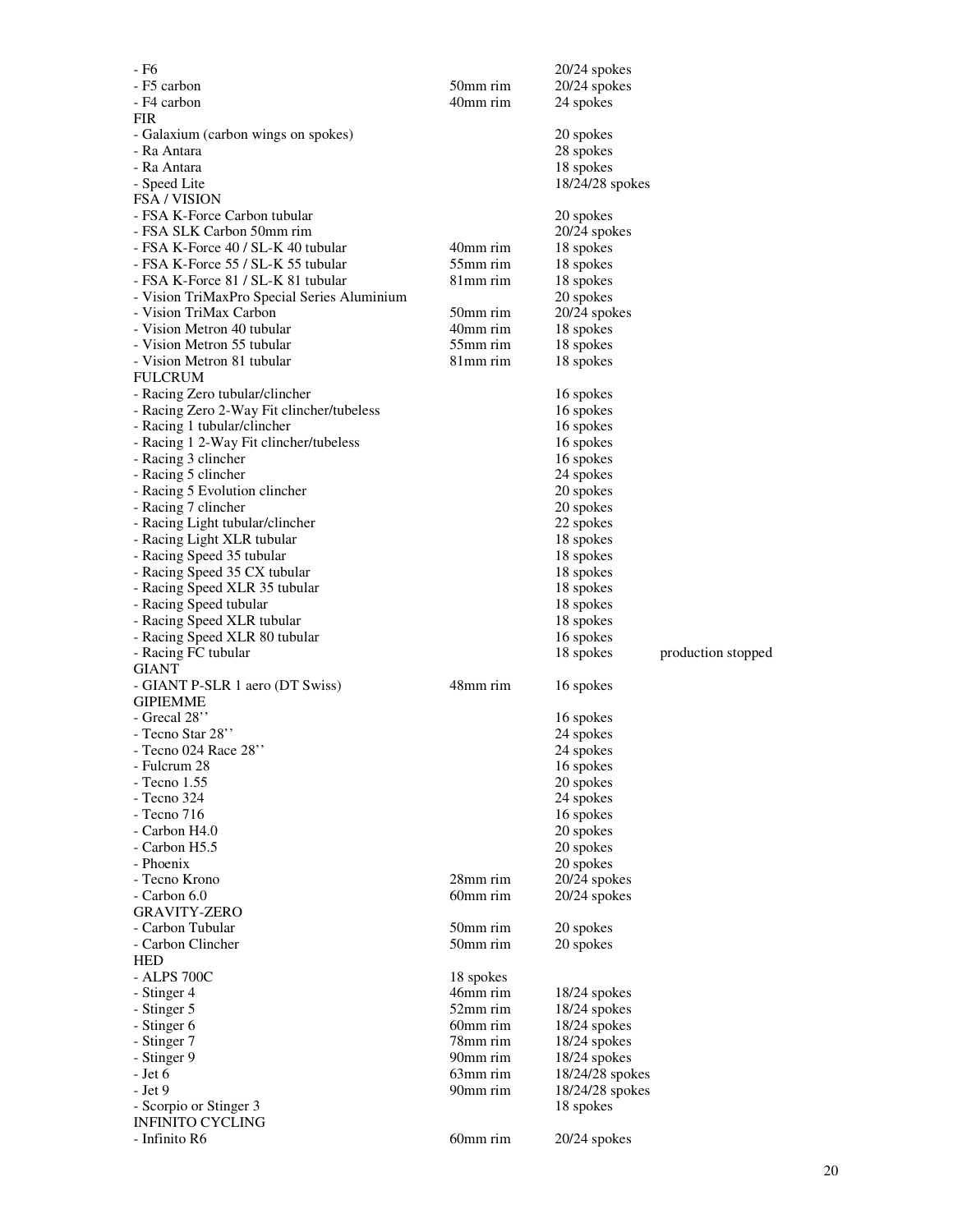| | | | |
|---|---|---|---|
| - F6 | | 20/24 spokes | |
| - F5 carbon | 50mm rim | 20/24 spokes | |
| - F4 carbon | 40mm rim | 24 spokes | |
| FIR | | | |
| - Galaxium (carbon wings on spokes) | | 20 spokes | |
| - Ra Antara | | 28 spokes | |
| - Ra Antara | | 18 spokes | |
| - Speed Lite | | 18/24/28 spokes | |
| FSA / VISION | | | |
| - FSA K-Force Carbon tubular | | 20 spokes | |
| - FSA SLK Carbon 50mm rim | | 20/24 spokes | |
| - FSA K-Force 40 / SL-K 40 tubular | 40mm rim | 18 spokes | |
| - FSA K-Force 55 / SL-K 55 tubular | 55mm rim | 18 spokes | |
| - FSA K-Force 81 / SL-K 81 tubular | 81mm rim | 18 spokes | |
| - Vision TriMaxPro Special Series Aluminium | | 20 spokes | |
| - Vision TriMax Carbon | 50mm rim | 20/24 spokes | |
| - Vision Metron 40 tubular | 40mm rim | 18 spokes | |
| - Vision Metron 55 tubular | 55mm rim | 18 spokes | |
| - Vision Metron 81 tubular | 81mm rim | 18 spokes | |
| FULCRUM | | | |
| - Racing Zero tubular/clincher | | 16 spokes | |
| - Racing Zero 2-Way Fit clincher/tubeless | | 16 spokes | |
| - Racing 1 tubular/clincher | | 16 spokes | |
| - Racing 1 2-Way Fit clincher/tubeless | | 16 spokes | |
| - Racing 3 clincher | | 16 spokes | |
| - Racing 5 clincher | | 24 spokes | |
| - Racing 5 Evolution clincher | | 20 spokes | |
| - Racing 7 clincher | | 20 spokes | |
| - Racing Light tubular/clincher | | 22 spokes | |
| - Racing Light XLR tubular | | 18 spokes | |
| - Racing Speed 35 tubular | | 18 spokes | |
| - Racing Speed 35 CX tubular | | 18 spokes | |
| - Racing Speed XLR 35 tubular | | 18 spokes | |
| - Racing Speed tubular | | 18 spokes | |
| - Racing Speed XLR tubular | | 18 spokes | |
| - Racing Speed XLR 80 tubular | | 16 spokes | |
| - Racing FC tubular | | 18 spokes | production stopped |
| GIANT | | | |
| - GIANT P-SLR 1 aero (DT Swiss) | 48mm rim | 16 spokes | |
| GIPIEMME | | | |
| - Grecal 28'' | | 16 spokes | |
| - Tecno Star 28'' | | 24 spokes | |
| - Tecno 024 Race 28'' | | 24 spokes | |
| - Fulcrum 28 | | 16 spokes | |
| - Tecno 1.55 | | 20 spokes | |
| - Tecno 324 | | 24 spokes | |
| - Tecno 716 | | 16 spokes | |
| - Carbon H4.0 | | 20 spokes | |
| - Carbon H5.5 | | 20 spokes | |
| - Phoenix | | 20 spokes | |
| - Tecno Krono | 28mm rim | 20/24 spokes | |
| - Carbon 6.0 | 60mm rim | 20/24 spokes | |
| GRAVITY-ZERO | | | |
| - Carbon Tubular | 50mm rim | 20 spokes | |
| - Carbon Clincher | 50mm rim | 20 spokes | |
| HED | | | |
| - ALPS 700C | 18 spokes | | |
| - Stinger 4 | 46mm rim | 18/24 spokes | |
| - Stinger 5 | 52mm rim | 18/24 spokes | |
| - Stinger 6 | 60mm rim | 18/24 spokes | |
| - Stinger 7 | 78mm rim | 18/24 spokes | |
| - Stinger 9 | 90mm rim | 18/24 spokes | |
| - Jet 6 | 63mm rim | 18/24/28 spokes | |
| - Jet 9 | 90mm rim | 18/24/28 spokes | |
| - Scorpio or Stinger 3 | | 18 spokes | |
| INFINITO CYCLING | | | |
| - Infinito R6 | 60mm rim | 20/24 spokes | |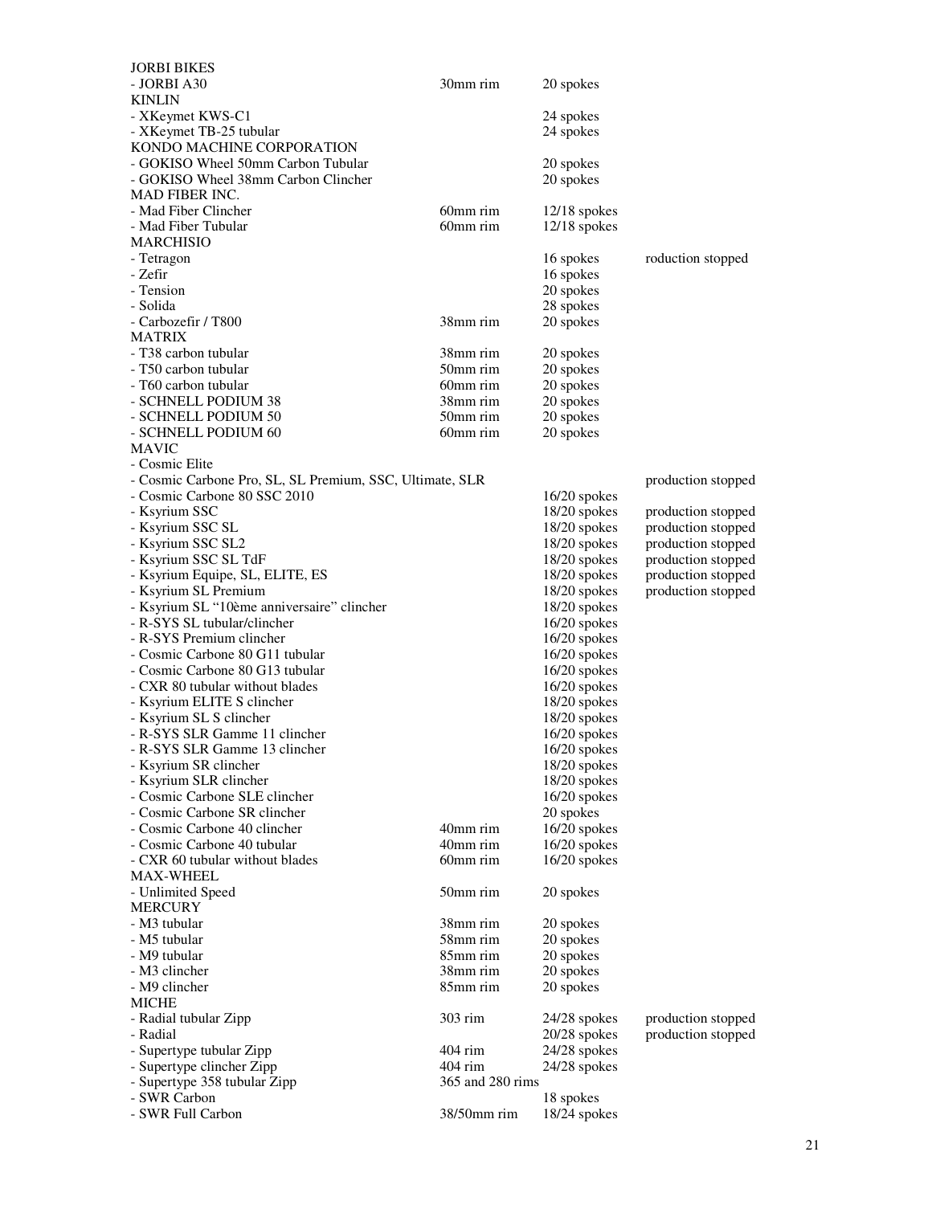| | | | |
|---|---|---|---|
| JORBI BIKES | | | |
| - JORBI A30 | 30mm rim | 20 spokes | |
| KINLIN | | | |
| - XKeymet KWS-C1 | | 24 spokes | |
| - XKeymet TB-25 tubular | | 24 spokes | |
| KONDO MACHINE CORPORATION | | | |
| - GOKISO Wheel 50mm Carbon Tubular | | 20 spokes | |
| - GOKISO Wheel 38mm Carbon Clincher | | 20 spokes | |
| MAD FIBER INC. | | | |
| - Mad Fiber Clincher | 60mm rim | 12/18 spokes | |
| - Mad Fiber Tubular | 60mm rim | 12/18 spokes | |
| MARCHISIO | | | |
| - Tetragon | | 16 spokes | roduction stopped |
| - Zefir | | 16 spokes | |
| - Tension | | 20 spokes | |
| - Solida | | 28 spokes | |
| - Carbozefir / T800 | 38mm rim | 20 spokes | |
| MATRIX | | | |
| - T38 carbon tubular | 38mm rim | 20 spokes | |
| - T50 carbon tubular | 50mm rim | 20 spokes | |
| - T60 carbon tubular | 60mm rim | 20 spokes | |
| - SCHNELL PODIUM 38 | 38mm rim | 20 spokes | |
| - SCHNELL PODIUM 50 | 50mm rim | 20 spokes | |
| - SCHNELL PODIUM 60 | 60mm rim | 20 spokes | |
| MAVIC | | | |
| - Cosmic Elite | | | |
| - Cosmic Carbone Pro, SL, SL Premium, SSC, Ultimate, SLR | | | production stopped |
| - Cosmic Carbone 80 SSC 2010 | | 16/20 spokes | |
| - Ksyrium SSC | | 18/20 spokes | production stopped |
| - Ksyrium SSC SL | | 18/20 spokes | production stopped |
| - Ksyrium SSC SL2 | | 18/20 spokes | production stopped |
| - Ksyrium SSC SL TdF | | 18/20 spokes | production stopped |
| - Ksyrium Equipe, SL, ELITE, ES | | 18/20 spokes | production stopped |
| - Ksyrium SL Premium | | 18/20 spokes | production stopped |
| - Ksyrium SL "10ème anniversaire" clincher | | 18/20 spokes | |
| - R-SYS SL tubular/clincher | | 16/20 spokes | |
| - R-SYS Premium clincher | | 16/20 spokes | |
| - Cosmic Carbone 80 G11 tubular | | 16/20 spokes | |
| - Cosmic Carbone 80 G13 tubular | | 16/20 spokes | |
| - CXR 80 tubular without blades | | 16/20 spokes | |
| - Ksyrium ELITE S clincher | | 18/20 spokes | |
| - Ksyrium SL S clincher | | 18/20 spokes | |
| - R-SYS SLR Gamme 11 clincher | | 16/20 spokes | |
| - R-SYS SLR Gamme 13 clincher | | 16/20 spokes | |
| - Ksyrium SR clincher | | 18/20 spokes | |
| - Ksyrium SLR clincher | | 18/20 spokes | |
| - Cosmic Carbone SLE clincher | | 16/20 spokes | |
| - Cosmic Carbone SR clincher | | 20 spokes | |
| - Cosmic Carbone 40 clincher | 40mm rim | 16/20 spokes | |
| - Cosmic Carbone 40 tubular | 40mm rim | 16/20 spokes | |
| - CXR 60 tubular without blades | 60mm rim | 16/20 spokes | |
| MAX-WHEEL | | | |
| - Unlimited Speed | 50mm rim | 20 spokes | |
| MERCURY | | | |
| - M3 tubular | 38mm rim | 20 spokes | |
| - M5 tubular | 58mm rim | 20 spokes | |
| - M9 tubular | 85mm rim | 20 spokes | |
| - M3 clincher | 38mm rim | 20 spokes | |
| - M9 clincher | 85mm rim | 20 spokes | |
| MICHE | | | |
| - Radial tubular Zipp | 303 rim | 24/28 spokes | production stopped |
| - Radial | | 20/28 spokes | production stopped |
| - Supertype tubular Zipp | 404 rim | 24/28 spokes | |
| - Supertype clincher Zipp | 404 rim | 24/28 spokes | |
| - Supertype 358 tubular Zipp | 365 and 280 rims | | |
| - SWR Carbon | | 18 spokes | |
| - SWR Full Carbon | 38/50mm rim | 18/24 spokes | |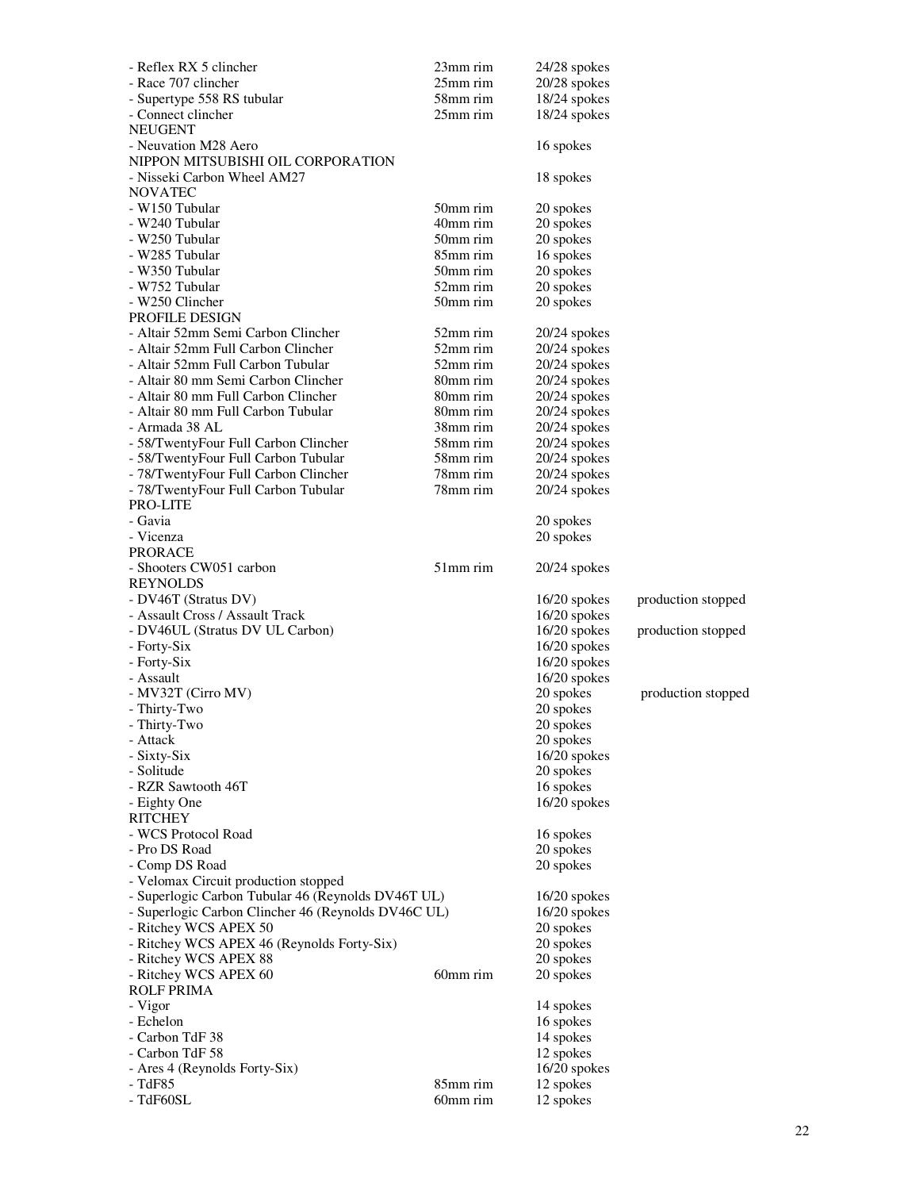| | | | |
|---|---|---|---|
| - Reflex RX 5 clincher | 23mm rim | 24/28 spokes | |
| - Race 707 clincher | 25mm rim | 20/28 spokes | |
| - Supertype 558 RS tubular | 58mm rim | 18/24 spokes | |
| - Connect clincher | 25mm rim | 18/24 spokes | |
| NEUGENT | | | |
| - Neuvation M28 Aero | | 16 spokes | |
| NIPPON MITSUBISHI OIL CORPORATION | | | |
| - Nisseki Carbon Wheel AM27 | | 18 spokes | |
| NOVATEC | | | |
| - W150 Tubular | 50mm rim | 20 spokes | |
| - W240 Tubular | 40mm rim | 20 spokes | |
| - W250 Tubular | 50mm rim | 20 spokes | |
| - W285 Tubular | 85mm rim | 16 spokes | |
| - W350 Tubular | 50mm rim | 20 spokes | |
| - W752 Tubular | 52mm rim | 20 spokes | |
| - W250 Clincher | 50mm rim | 20 spokes | |
| PROFILE DESIGN | | | |
| - Altair 52mm Semi Carbon Clincher | 52mm rim | 20/24 spokes | |
| - Altair 52mm Full Carbon Clincher | 52mm rim | 20/24 spokes | |
| - Altair 52mm Full Carbon Tubular | 52mm rim | 20/24 spokes | |
| - Altair 80 mm Semi Carbon Clincher | 80mm rim | 20/24 spokes | |
| - Altair 80 mm Full Carbon Clincher | 80mm rim | 20/24 spokes | |
| - Altair 80 mm Full Carbon Tubular | 80mm rim | 20/24 spokes | |
| - Armada 38 AL | 38mm rim | 20/24 spokes | |
| - 58/TwentyFour Full Carbon Clincher | 58mm rim | 20/24 spokes | |
| - 58/TwentyFour Full Carbon Tubular | 58mm rim | 20/24 spokes | |
| - 78/TwentyFour Full Carbon Clincher | 78mm rim | 20/24 spokes | |
| - 78/TwentyFour Full Carbon Tubular | 78mm rim | 20/24 spokes | |
| PRO-LITE | | | |
| - Gavia | | 20 spokes | |
| - Vicenza | | 20 spokes | |
| PRORACE | | | |
| - Shooters CW051 carbon | 51mm rim | 20/24 spokes | |
| REYNOLDS | | | |
| - DV46T (Stratus DV) | | 16/20 spokes | production stopped |
| - Assault Cross / Assault Track | | 16/20 spokes | |
| - DV46UL (Stratus DV UL Carbon) | | 16/20 spokes | production stopped |
| - Forty-Six | | 16/20 spokes | |
| - Forty-Six | | 16/20 spokes | |
| - Assault | | 16/20 spokes | |
| - MV32T (Cirro MV) | | 20 spokes | production stopped |
| - Thirty-Two | | 20 spokes | |
| - Thirty-Two | | 20 spokes | |
| - Attack | | 20 spokes | |
| - Sixty-Six | | 16/20 spokes | |
| - Solitude | | 20 spokes | |
| - RZR Sawtooth 46T | | 16 spokes | |
| - Eighty One | | 16/20 spokes | |
| RITCHEY | | | |
| - WCS Protocol Road | | 16 spokes | |
| - Pro DS Road | | 20 spokes | |
| - Comp DS Road | | 20 spokes | |
| - Velomax Circuit production stopped | | | |
| - Superlogic Carbon Tubular 46 (Reynolds DV46T UL) | | 16/20 spokes | |
| - Superlogic Carbon Clincher 46 (Reynolds DV46C UL) | | 16/20 spokes | |
| - Ritchey WCS APEX 50 | | 20 spokes | |
| - Ritchey WCS APEX 46 (Reynolds Forty-Six) | | 20 spokes | |
| - Ritchey WCS APEX 88 | | 20 spokes | |
| - Ritchey WCS APEX 60 | 60mm rim | 20 spokes | |
| ROLF PRIMA | | | |
| - Vigor | | 14 spokes | |
| - Echelon | | 16 spokes | |
| - Carbon TdF 38 | | 14 spokes | |
| - Carbon TdF 58 | | 12 spokes | |
| - Ares 4 (Reynolds Forty-Six) | | 16/20 spokes | |
| - TdF85 | 85mm rim | 12 spokes | |
| - TdF60SL | 60mm rim | 12 spokes | |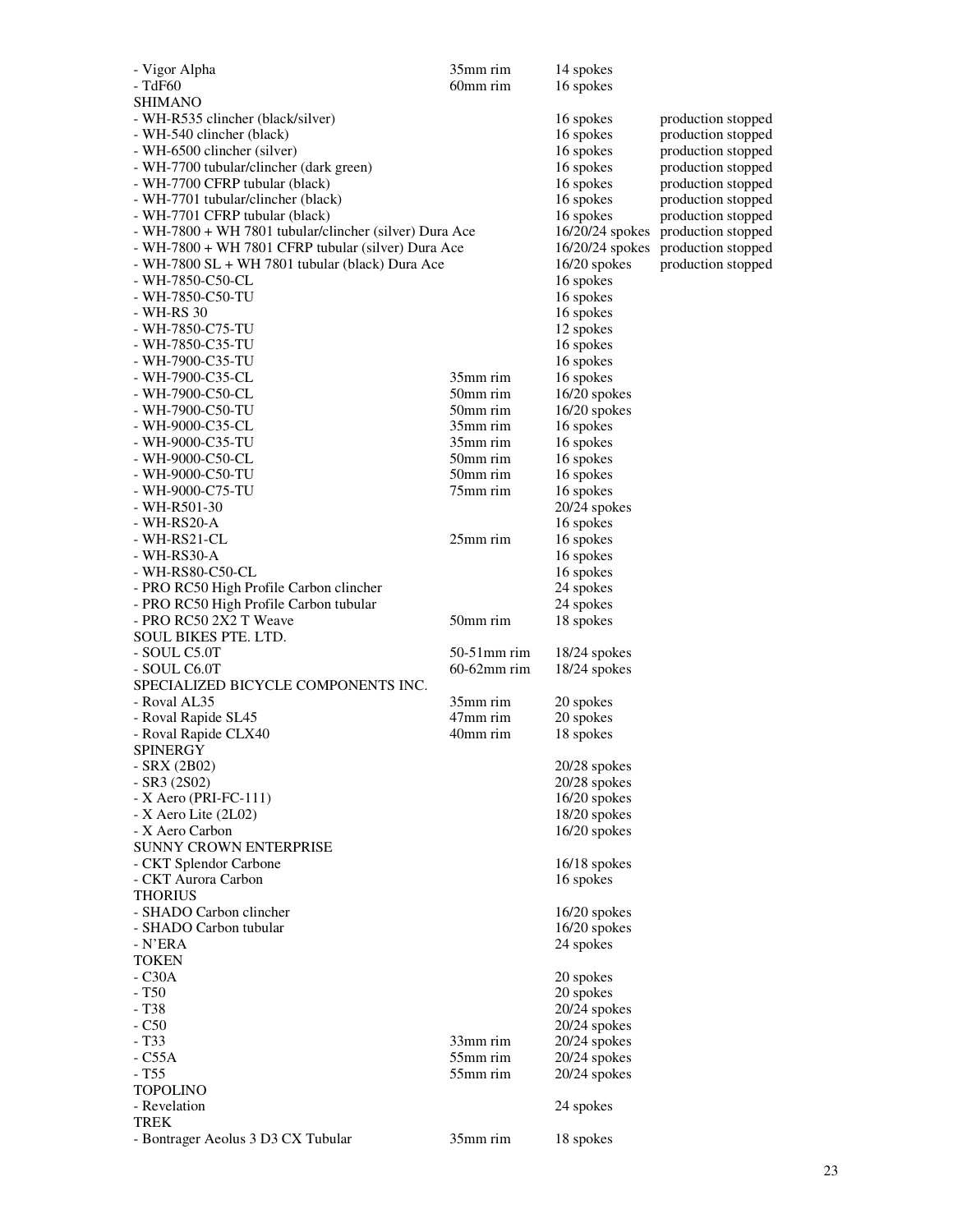| | | | |
|---|---|---|---|
| - Vigor Alpha | 35mm rim | 14 spokes | |
| - TdF60 | 60mm rim | 16 spokes | |
| SHIMANO | | | |
| - WH-R535 clincher (black/silver) | | 16 spokes | production stopped |
| - WH-540 clincher (black) | | 16 spokes | production stopped |
| - WH-6500 clincher (silver) | | 16 spokes | production stopped |
| - WH-7700 tubular/clincher (dark green) | | 16 spokes | production stopped |
| - WH-7700 CFRP tubular (black) | | 16 spokes | production stopped |
| - WH-7701 tubular/clincher (black) | | 16 spokes | production stopped |
| - WH-7701 CFRP tubular (black) | | 16 spokes | production stopped |
| - WH-7800 + WH 7801 tubular/clincher (silver) Dura Ace | | 16/20/24 spokes | production stopped |
| - WH-7800 + WH 7801 CFRP tubular (silver) Dura Ace | | 16/20/24 spokes | production stopped |
| - WH-7800 SL + WH 7801 tubular (black) Dura Ace | | 16/20 spokes | production stopped |
| - WH-7850-C50-CL | | 16 spokes | |
| - WH-7850-C50-TU | | 16 spokes | |
| - WH-RS 30 | | 16 spokes | |
| - WH-7850-C75-TU | | 12 spokes | |
| - WH-7850-C35-TU | | 16 spokes | |
| - WH-7900-C35-TU | | 16 spokes | |
| - WH-7900-C35-CL | 35mm rim | 16 spokes | |
| - WH-7900-C50-CL | 50mm rim | 16/20 spokes | |
| - WH-7900-C50-TU | 50mm rim | 16/20 spokes | |
| - WH-9000-C35-CL | 35mm rim | 16 spokes | |
| - WH-9000-C35-TU | 35mm rim | 16 spokes | |
| - WH-9000-C50-CL | 50mm rim | 16 spokes | |
| - WH-9000-C50-TU | 50mm rim | 16 spokes | |
| - WH-9000-C75-TU | 75mm rim | 16 spokes | |
| - WH-R501-30 | | 20/24 spokes | |
| - WH-RS20-A | | 16 spokes | |
| - WH-RS21-CL | 25mm rim | 16 spokes | |
| - WH-RS30-A | | 16 spokes | |
| - WH-RS80-C50-CL | | 16 spokes | |
| - PRO RC50 High Profile Carbon clincher | | 24 spokes | |
| - PRO RC50 High Profile Carbon tubular | | 24 spokes | |
| - PRO RC50 2X2 T Weave | 50mm rim | 18 spokes | |
| SOUL BIKES PTE. LTD. | | | |
| - SOUL C5.0T | 50-51mm rim | 18/24 spokes | |
| - SOUL C6.0T | 60-62mm rim | 18/24 spokes | |
| SPECIALIZED BICYCLE COMPONENTS INC. | | | |
| - Roval AL35 | 35mm rim | 20 spokes | |
| - Roval Rapide SL45 | 47mm rim | 20 spokes | |
| - Roval Rapide CLX40 | 40mm rim | 18 spokes | |
| SPINERGY | | | |
| - SRX (2B02) | | 20/28 spokes | |
| - SR3 (2S02) | | 20/28 spokes | |
| - X Aero (PRI-FC-111) | | 16/20 spokes | |
| - X Aero Lite (2L02) | | 18/20 spokes | |
| - X Aero Carbon | | 16/20 spokes | |
| SUNNY CROWN ENTERPRISE | | | |
| - CKT Splendor Carbone | | 16/18 spokes | |
| - CKT Aurora Carbon | | 16 spokes | |
| THORIUS | | | |
| - SHADO Carbon clincher | | 16/20 spokes | |
| - SHADO Carbon tubular | | 16/20 spokes | |
| - N'ERA | | 24 spokes | |
| TOKEN | | | |
| - C30A | | 20 spokes | |
| - T50 | | 20 spokes | |
| - T38 | | 20/24 spokes | |
| - C50 | | 20/24 spokes | |
| - T33 | 33mm rim | 20/24 spokes | |
| - C55A | 55mm rim | 20/24 spokes | |
| - T55 | 55mm rim | 20/24 spokes | |
| TOPOLINO | | | |
| - Revelation | | 24 spokes | |
| TREK | | | |
| - Bontrager Aeolus 3 D3 CX Tubular | 35mm rim | 18 spokes | |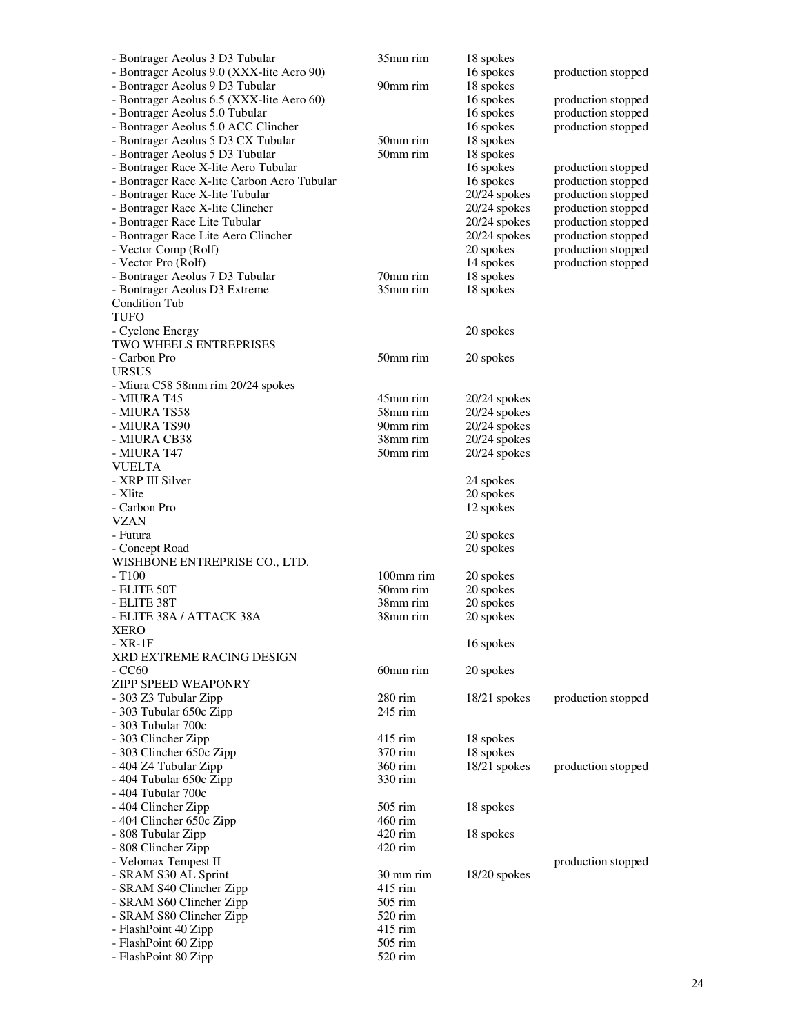| | | | |
|---|---|---|---|
| - Bontrager Aeolus 3 D3 Tubular | 35mm rim | 18 spokes | |
| - Bontrager Aeolus 9.0 (XXX-lite Aero 90) | | 16 spokes | production stopped |
| - Bontrager Aeolus 9 D3 Tubular | 90mm rim | 18 spokes | |
| - Bontrager Aeolus 6.5 (XXX-lite Aero 60) | | 16 spokes | production stopped |
| - Bontrager Aeolus 5.0 Tubular | | 16 spokes | production stopped |
| - Bontrager Aeolus 5.0 ACC Clincher | | 16 spokes | production stopped |
| - Bontrager Aeolus 5 D3 CX Tubular | 50mm rim | 18 spokes | |
| - Bontrager Aeolus 5 D3 Tubular | 50mm rim | 18 spokes | |
| - Bontrager Race X-lite Aero Tubular | | 16 spokes | production stopped |
| - Bontrager Race X-lite Carbon Aero Tubular | | 16 spokes | production stopped |
| - Bontrager Race X-lite Tubular | | 20/24 spokes | production stopped |
| - Bontrager Race X-lite Clincher | | 20/24 spokes | production stopped |
| - Bontrager Race Lite Tubular | | 20/24 spokes | production stopped |
| - Bontrager Race Lite Aero Clincher | | 20/24 spokes | production stopped |
| - Vector Comp (Rolf) | | 20 spokes | production stopped |
| - Vector Pro (Rolf) | | 14 spokes | production stopped |
| - Bontrager Aeolus 7 D3 Tubular | 70mm rim | 18 spokes | |
| - Bontrager Aeolus D3 Extreme | 35mm rim | 18 spokes | |
| Condition Tub | | | |
| TUFO | | | |
| - Cyclone Energy | | 20 spokes | |
| TWO WHEELS ENTREPRISES | | | |
| - Carbon Pro | 50mm rim | 20 spokes | |
| URSUS | | | |
| - Miura C58 58mm rim 20/24 spokes | | | |
| - MIURA T45 | 45mm rim | 20/24 spokes | |
| - MIURA TS58 | 58mm rim | 20/24 spokes | |
| - MIURA TS90 | 90mm rim | 20/24 spokes | |
| - MIURA CB38 | 38mm rim | 20/24 spokes | |
| - MIURA T47 | 50mm rim | 20/24 spokes | |
| VUELTA | | | |
| - XRP III Silver | | 24 spokes | |
| - Xlite | | 20 spokes | |
| - Carbon Pro | | 12 spokes | |
| VZAN | | | |
| - Futura | | 20 spokes | |
| - Concept Road | | 20 spokes | |
| WISHBONE ENTREPRISE CO., LTD. | | | |
| - T100 | 100mm rim | 20 spokes | |
| - ELITE 50T | 50mm rim | 20 spokes | |
| - ELITE 38T | 38mm rim | 20 spokes | |
| - ELITE 38A / ATTACK 38A | 38mm rim | 20 spokes | |
| XERO | | | |
| - XR-1F | | 16 spokes | |
| XRD EXTREME RACING DESIGN | | | |
| - CC60 | 60mm rim | 20 spokes | |
| ZIPP SPEED WEAPONRY | | | |
| - 303 Z3 Tubular Zipp | 280 rim | 18/21 spokes | production stopped |
| - 303 Tubular 650c Zipp | 245 rim | | |
| - 303 Tubular 700c | | | |
| - 303 Clincher Zipp | 415 rim | 18 spokes | |
| - 303 Clincher 650c Zipp | 370 rim | 18 spokes | |
| - 404 Z4 Tubular Zipp | 360 rim | 18/21 spokes | production stopped |
| - 404 Tubular 650c Zipp | 330 rim | | |
| - 404 Tubular 700c | | | |
| - 404 Clincher Zipp | 505 rim | 18 spokes | |
| - 404 Clincher 650c Zipp | 460 rim | | |
| - 808 Tubular Zipp | 420 rim | 18 spokes | |
| - 808 Clincher Zipp | 420 rim | | |
| - Velomax Tempest II | | | production stopped |
| - SRAM S30 AL Sprint | 30 mm rim | 18/20 spokes | |
| - SRAM S40 Clincher Zipp | 415 rim | | |
| - SRAM S60 Clincher Zipp | 505 rim | | |
| - SRAM S80 Clincher Zipp | 520 rim | | |
| - FlashPoint 40 Zipp | 415 rim | | |
| - FlashPoint 60 Zipp | 505 rim | | |
| - FlashPoint 80 Zipp | 520 rim | | |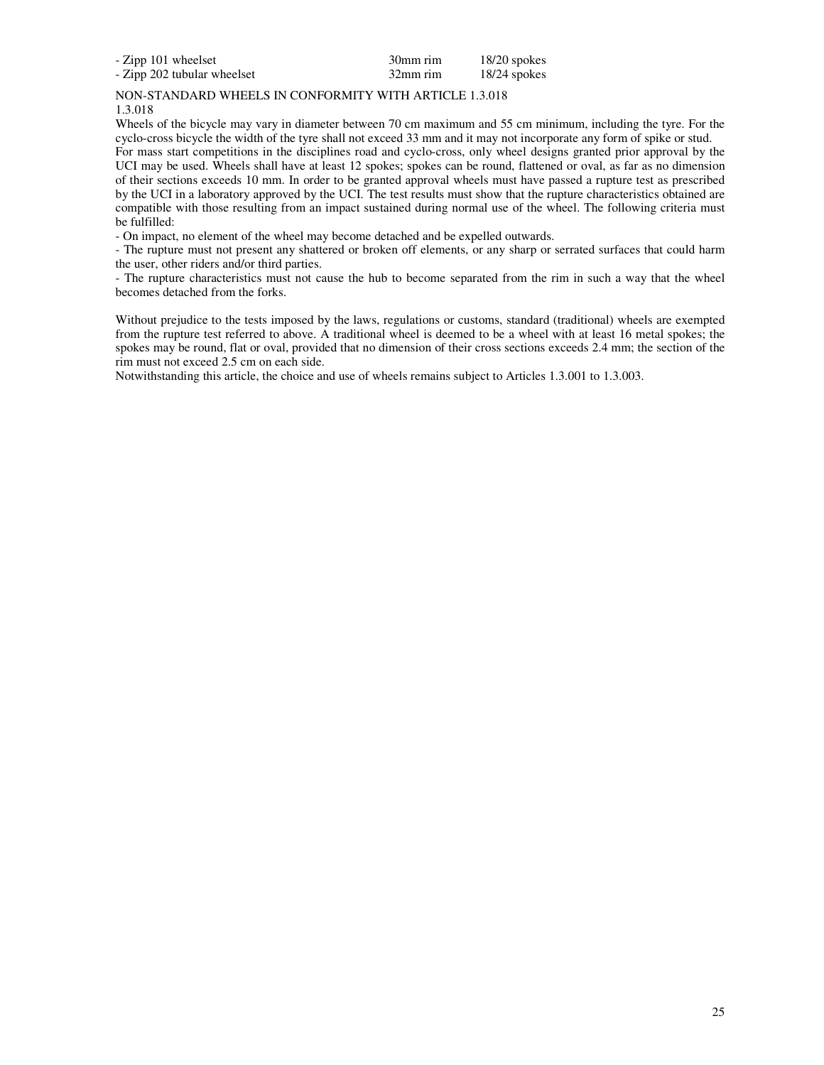| | | |
|---|---|---|
| - Zipp 101 wheelset | 30mm rim | 18/20 spokes |
| - Zipp 202 tubular wheelset | 32mm rim | 18/24 spokes |

NON-STANDARD WHEELS IN CONFORMITY WITH ARTICLE 1.3.018

1.3.018

Wheels of the bicycle may vary in diameter between 70 cm maximum and 55 cm minimum, including the tyre. For the cyclo-cross bicycle the width of the tyre shall not exceed 33 mm and it may not incorporate any form of spike or stud.

For mass start competitions in the disciplines road and cyclo-cross, only wheel designs granted prior approval by the UCI may be used. Wheels shall have at least 12 spokes; spokes can be round, flattened or oval, as far as no dimension of their sections exceeds 10 mm. In order to be granted approval wheels must have passed a rupture test as prescribed by the UCI in a laboratory approved by the UCI. The test results must show that the rupture characteristics obtained are compatible with those resulting from an impact sustained during normal use of the wheel. The following criteria must be fulfilled:

- On impact, no element of the wheel may become detached and be expelled outwards.
- The rupture must not present any shattered or broken off elements, or any sharp or serrated surfaces that could harm the user, other riders and/or third parties.
- The rupture characteristics must not cause the hub to become separated from the rim in such a way that the wheel becomes detached from the forks.

Without prejudice to the tests imposed by the laws, regulations or customs, standard (traditional) wheels are exempted from the rupture test referred to above. A traditional wheel is deemed to be a wheel with at least 16 metal spokes; the spokes may be round, flat or oval, provided that no dimension of their cross sections exceeds 2.4 mm; the section of the rim must not exceed 2.5 cm on each side.

Notwithstanding this article, the choice and use of wheels remains subject to Articles 1.3.001 to 1.3.003.